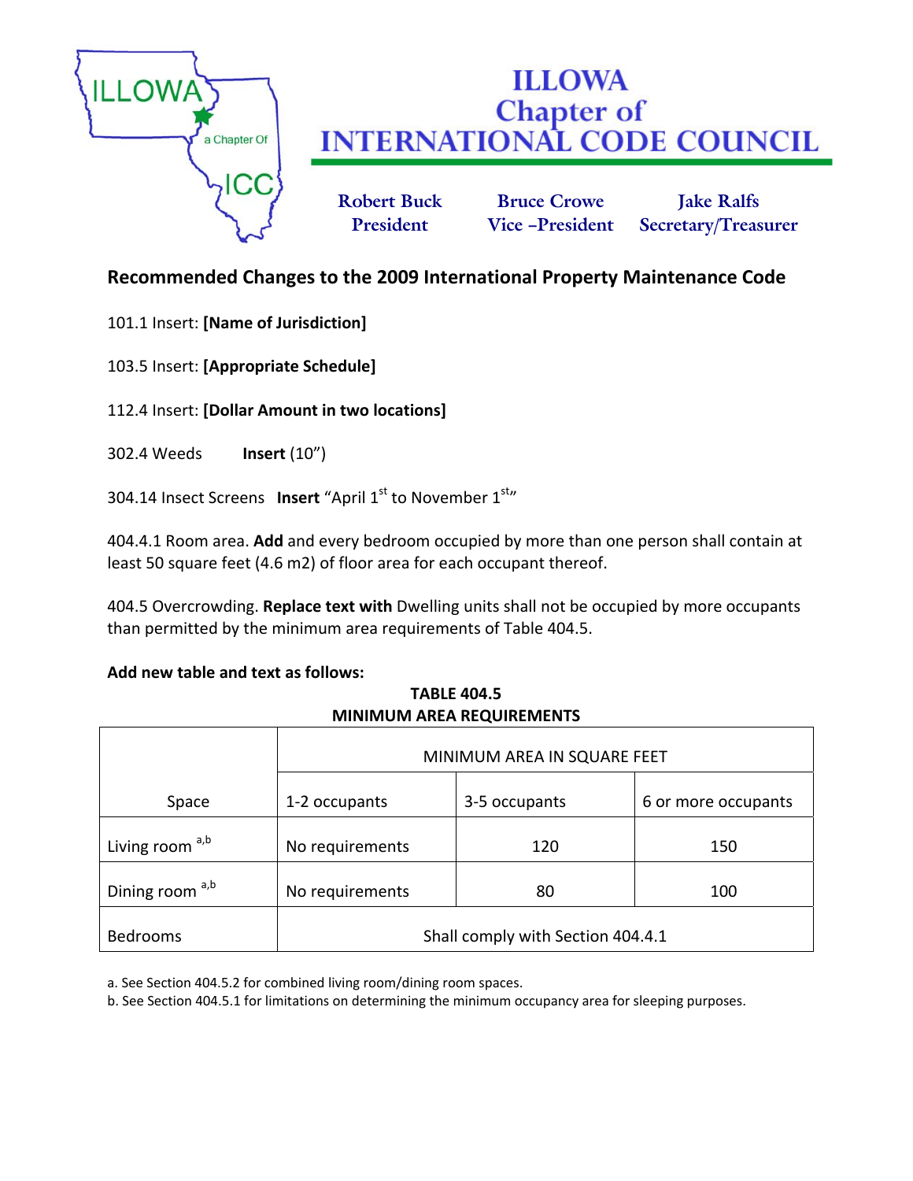# ILLOWA Chapter of INTERNATIONAL CODE COUNCIL

| Robert Buck | Bruce Crowe | Jake Ralfs |
|---|---|---|
| President | Vice –President | Secretary/Treasurer |

## Recommended Changes to the 2009 International Property Maintenance Code

101.1 Insert: **[Name of Jurisdiction]**

103.5 Insert: **[Appropriate Schedule]**

112.4 Insert: **[Dollar Amount in two locations]**

302.4 Weeds **Insert** (10")

304.14 Insect Screens **Insert** "April 1st to November 1st"

404.4.1 Room area. **Add** and every bedroom occupied by more than one person shall contain at least 50 square feet (4.6 m2) of floor area for each occupant thereof.

404.5 Overcrowding. **Replace text with** Dwelling units shall not be occupied by more occupants than permitted by the minimum area requirements of Table 404.5.

**Add new table and text as follows:**

**TABLE 404.5**
**MINIMUM AREA REQUIREMENTS**

| Space | MINIMUM AREA IN SQUARE FEET | | |
|---|---|---|---|
| | 1-2 occupants | 3-5 occupants | 6 or more occupants |
| Living room [a,b] | No requirements | 120 | 150 |
| Dining room [a,b] | No requirements | 80 | 100 |
| Bedrooms | Shall comply with Section 404.4.1 | | |

a. See Section 404.5.2 for combined living room/dining room spaces.
b. See Section 404.5.1 for limitations on determining the minimum occupancy area for sleeping purposes.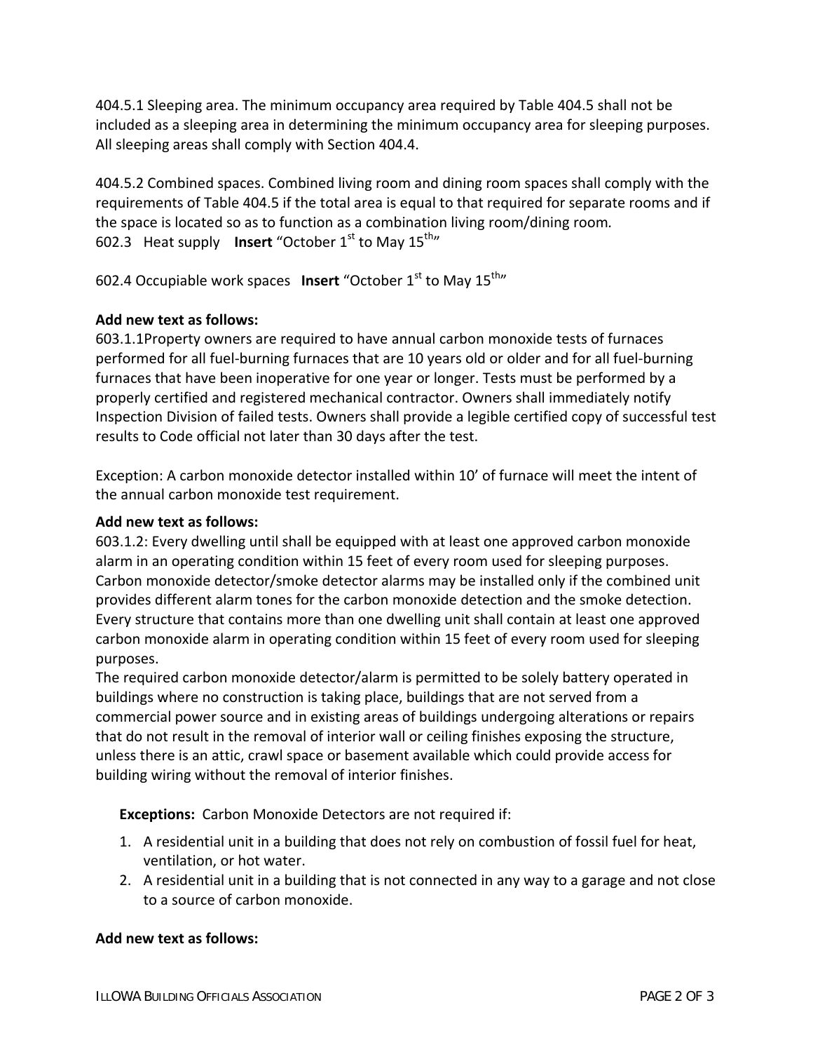404.5.1 Sleeping area. The minimum occupancy area required by Table 404.5 shall not be included as a sleeping area in determining the minimum occupancy area for sleeping purposes. All sleeping areas shall comply with Section 404.4.

404.5.2 Combined spaces. Combined living room and dining room spaces shall comply with the requirements of Table 404.5 if the total area is equal to that required for separate rooms and if the space is located so as to function as a combination living room/dining room.
602.3 Heat supply **Insert** "October 1st to May 15th"

602.4 Occupiable work spaces **Insert** "October 1st to May 15th"

**Add new text as follows:**
603.1.1Property owners are required to have annual carbon monoxide tests of furnaces performed for all fuel-burning furnaces that are 10 years old or older and for all fuel-burning furnaces that have been inoperative for one year or longer. Tests must be performed by a properly certified and registered mechanical contractor. Owners shall immediately notify Inspection Division of failed tests. Owners shall provide a legible certified copy of successful test results to Code official not later than 30 days after the test.

Exception: A carbon monoxide detector installed within 10' of furnace will meet the intent of the annual carbon monoxide test requirement.

**Add new text as follows:**
603.1.2: Every dwelling until shall be equipped with at least one approved carbon monoxide alarm in an operating condition within 15 feet of every room used for sleeping purposes. Carbon monoxide detector/smoke detector alarms may be installed only if the combined unit provides different alarm tones for the carbon monoxide detection and the smoke detection. Every structure that contains more than one dwelling unit shall contain at least one approved carbon monoxide alarm in operating condition within 15 feet of every room used for sleeping purposes.
The required carbon monoxide detector/alarm is permitted to be solely battery operated in buildings where no construction is taking place, buildings that are not served from a commercial power source and in existing areas of buildings undergoing alterations or repairs that do not result in the removal of interior wall or ceiling finishes exposing the structure, unless there is an attic, crawl space or basement available which could provide access for building wiring without the removal of interior finishes.

**Exceptions:** Carbon Monoxide Detectors are not required if:

1. A residential unit in a building that does not rely on combustion of fossil fuel for heat, ventilation, or hot water.
2. A residential unit in a building that is not connected in any way to a garage and not close to a source of carbon monoxide.

**Add new text as follows:**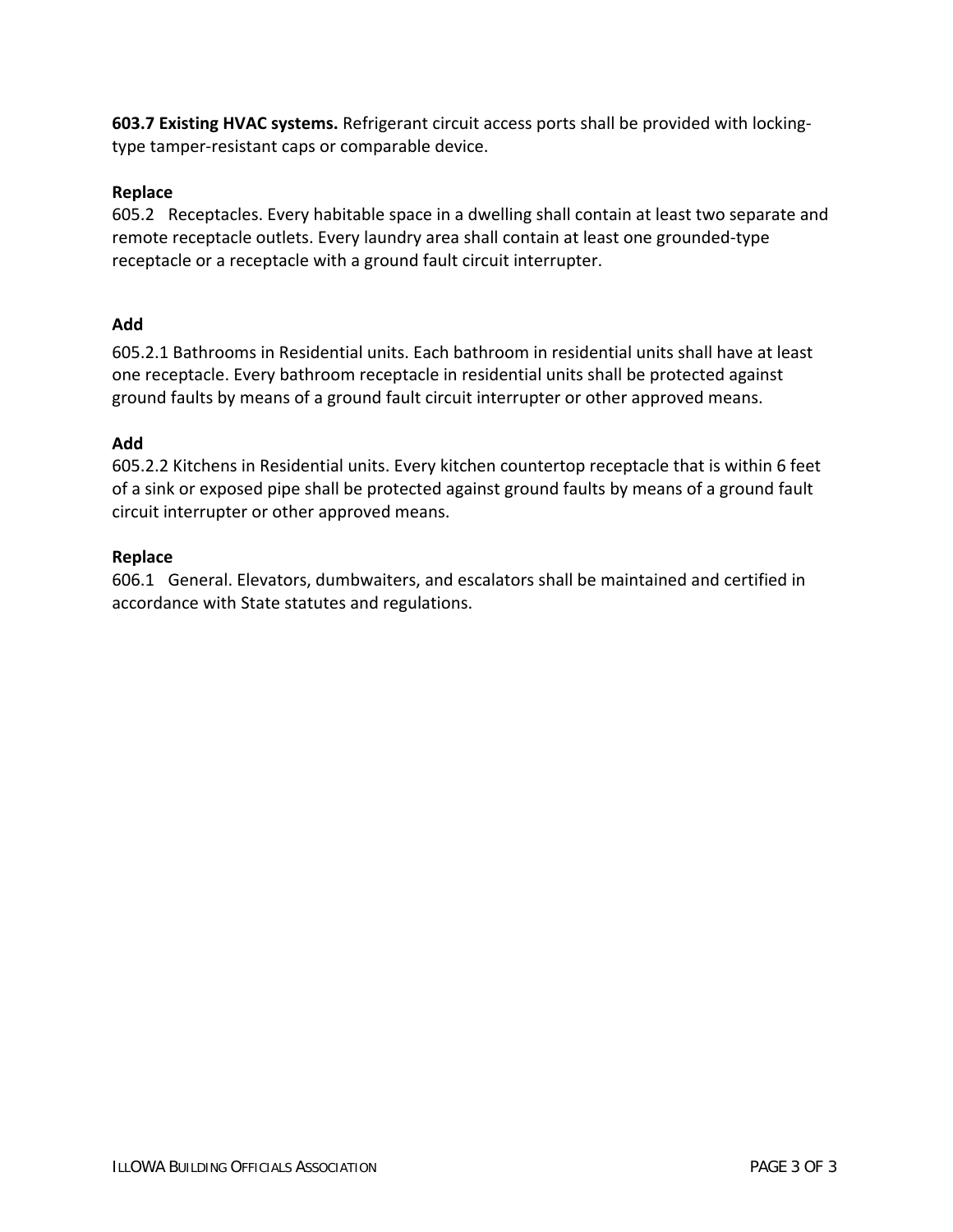**603.7 Existing HVAC systems.** Refrigerant circuit access ports shall be provided with locking-type tamper-resistant caps or comparable device.

**Replace**

605.2 Receptacles. Every habitable space in a dwelling shall contain at least two separate and remote receptacle outlets. Every laundry area shall contain at least one grounded-type receptacle or a receptacle with a ground fault circuit interrupter.

**Add**

605.2.1 Bathrooms in Residential units. Each bathroom in residential units shall have at least one receptacle. Every bathroom receptacle in residential units shall be protected against ground faults by means of a ground fault circuit interrupter or other approved means.

**Add**

605.2.2 Kitchens in Residential units. Every kitchen countertop receptacle that is within 6 feet of a sink or exposed pipe shall be protected against ground faults by means of a ground fault circuit interrupter or other approved means.

**Replace**

606.1 General. Elevators, dumbwaiters, and escalators shall be maintained and certified in accordance with State statutes and regulations.